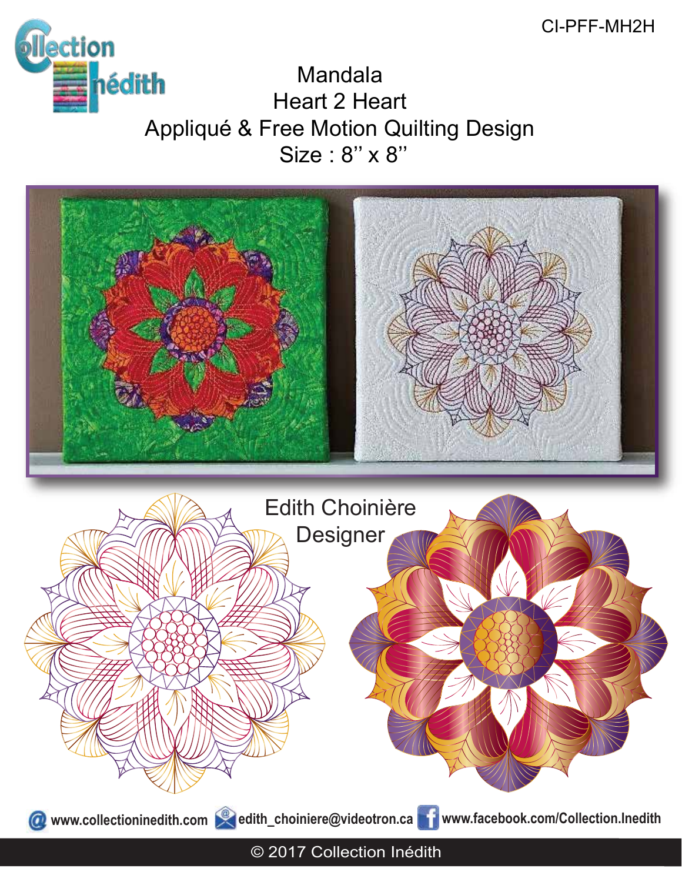CI-PFF-MH2H

# Mandala
# Heart 2 Heart
## Appliqué & Free Motion Quilting Design
## Size : 8'' x 8''

Edith Choinière
Designer

www.collectioninedith.com edith_choiniere@videotron.ca www.facebook.com/Collection.Inedith

© 2017 Collection Inédith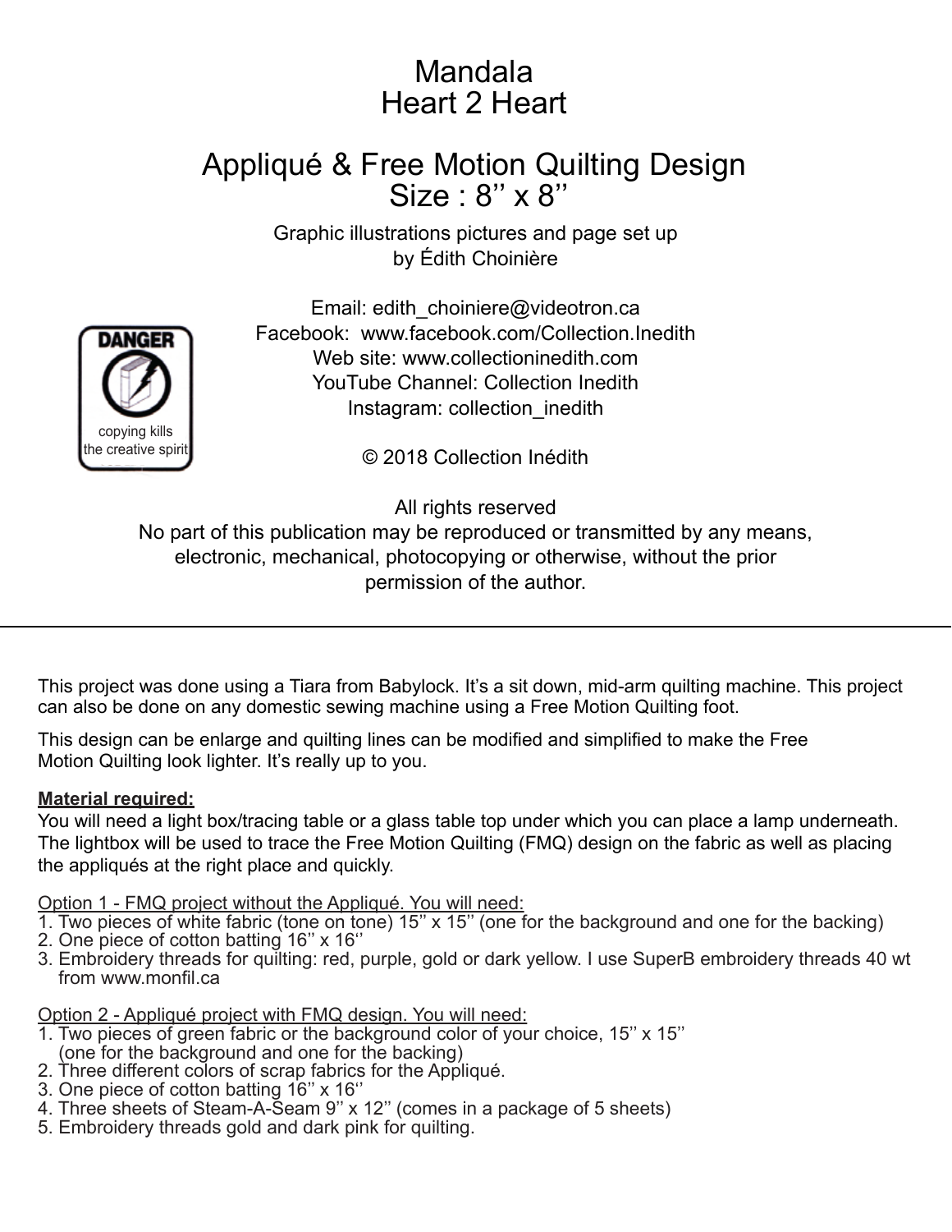# Mandala
# Heart 2 Heart

## Appliqué & Free Motion Quilting Design
## Size : 8'' x 8''

Graphic illustrations pictures and page set up
by Édith Choinière

Email: edith_choiniere@videotron.ca
Facebook: www.facebook.com/Collection.Inedith
Web site: www.collectioninedith.com
YouTube Channel: Collection Inedith
Instagram: collection_inedith

DANGER
copying kills the creative spirit

© 2018 Collection Inédith

All rights reserved
No part of this publication may be reproduced or transmitted by any means, electronic, mechanical, photocopying or otherwise, without the prior permission of the author.

---

This project was done using a Tiara from Babylock. It's a sit down, mid-arm quilting machine. This project can also be done on any domestic sewing machine using a Free Motion Quilting foot.

This design can be enlarge and quilting lines can be modified and simplified to make the Free Motion Quilting look lighter. It's really up to you.

**Material required:**
You will need a light box/tracing table or a glass table top under which you can place a lamp underneath. The lightbox will be used to trace the Free Motion Quilting (FMQ) design on the fabric as well as placing the appliqués at the right place and quickly.

Option 1 - FMQ project without the Appliqué. You will need:
1. Two pieces of white fabric (tone on tone) 15'' x 15'' (one for the background and one for the backing)
2. One piece of cotton batting 16'' x 16''
3. Embroidery threads for quilting: red, purple, gold or dark yellow. I use SuperB embroidery threads 40 wt from www.monfil.ca

Option 2 - Appliqué project with FMQ design. You will need:
1. Two pieces of green fabric or the background color of your choice, 15'' x 15'' (one for the background and one for the backing)
2. Three different colors of scrap fabrics for the Appliqué.
3. One piece of cotton batting 16'' x 16''
4. Three sheets of Steam-A-Seam 9'' x 12'' (comes in a package of 5 sheets)
5. Embroidery threads gold and dark pink for quilting.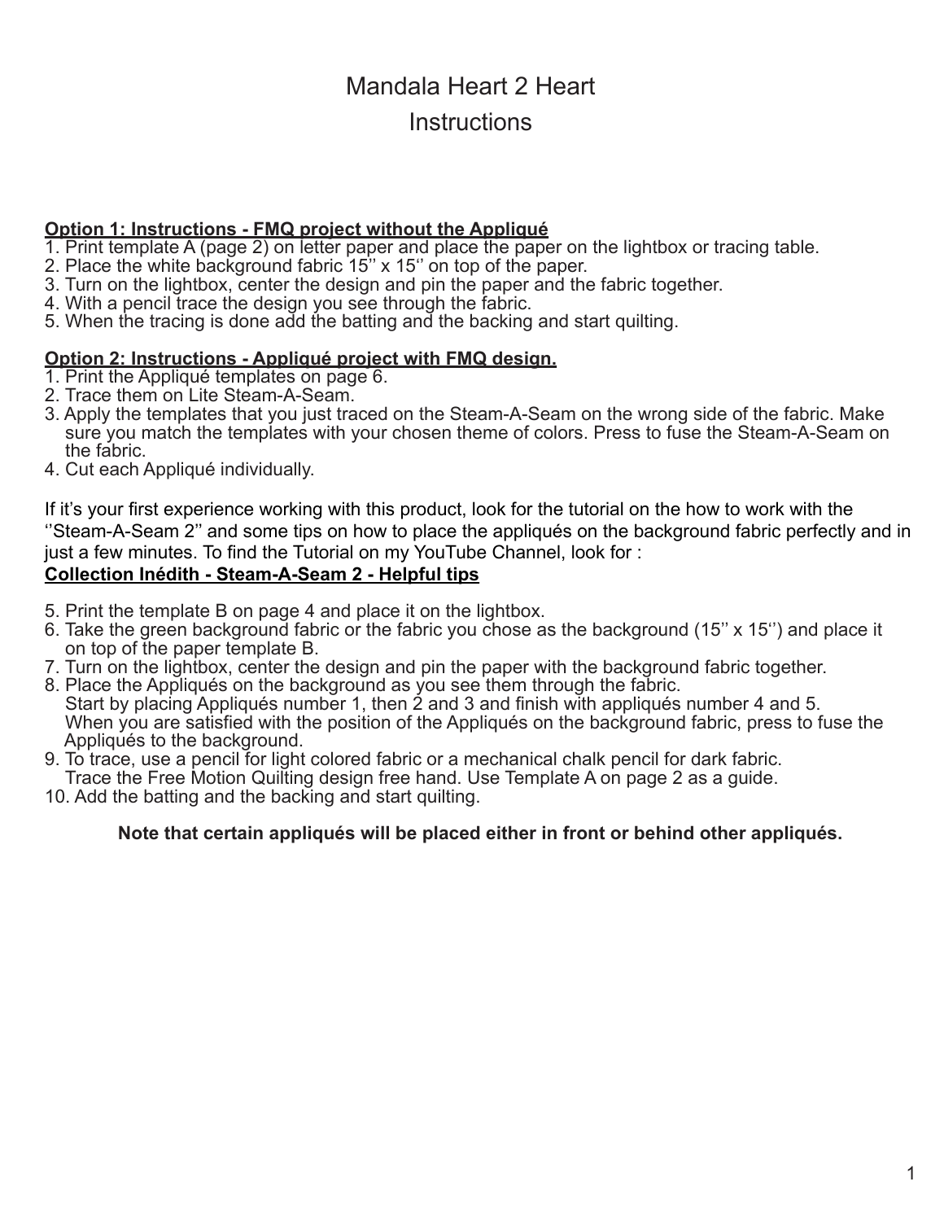# Mandala Heart 2 Heart

## Instructions

**Option 1: Instructions - FMQ project without the Appliqué**

1. Print template A (page 2) on letter paper and place the paper on the lightbox or tracing table.
2. Place the white background fabric 15'' x 15'' on top of the paper.
3. Turn on the lightbox, center the design and pin the paper and the fabric together.
4. With a pencil trace the design you see through the fabric.
5. When the tracing is done add the batting and the backing and start quilting.

**Option 2: Instructions - Appliqué project with FMQ design.**

1. Print the Appliqué templates on page 6.
2. Trace them on Lite Steam-A-Seam.
3. Apply the templates that you just traced on the Steam-A-Seam on the wrong side of the fabric. Make sure you match the templates with your chosen theme of colors. Press to fuse the Steam-A-Seam on the fabric.
4. Cut each Appliqué individually.

If it's your first experience working with this product, look for the tutorial on the how to work with the ''Steam-A-Seam 2'' and some tips on how to place the appliqués on the background fabric perfectly and in just a few minutes. To find the Tutorial on my YouTube Channel, look for :

**Collection Inédith - Steam-A-Seam 2 - Helpful tips**

5. Print the template B on page 4 and place it on the lightbox.
6. Take the green background fabric or the fabric you chose as the background (15'' x 15'') and place it on top of the paper template B.
7. Turn on the lightbox, center the design and pin the paper with the background fabric together.
8. Place the Appliqués on the background as you see them through the fabric.
   Start by placing Appliqués number 1, then 2 and 3 and finish with appliqués number 4 and 5.
   When you are satisfied with the position of the Appliqués on the background fabric, press to fuse the Appliqués to the background.
9. To trace, use a pencil for light colored fabric or a mechanical chalk pencil for dark fabric.
   Trace the Free Motion Quilting design free hand. Use Template A on page 2 as a guide.
10. Add the batting and the backing and start quilting.

**Note that certain appliqués will be placed either in front or behind other appliqués.**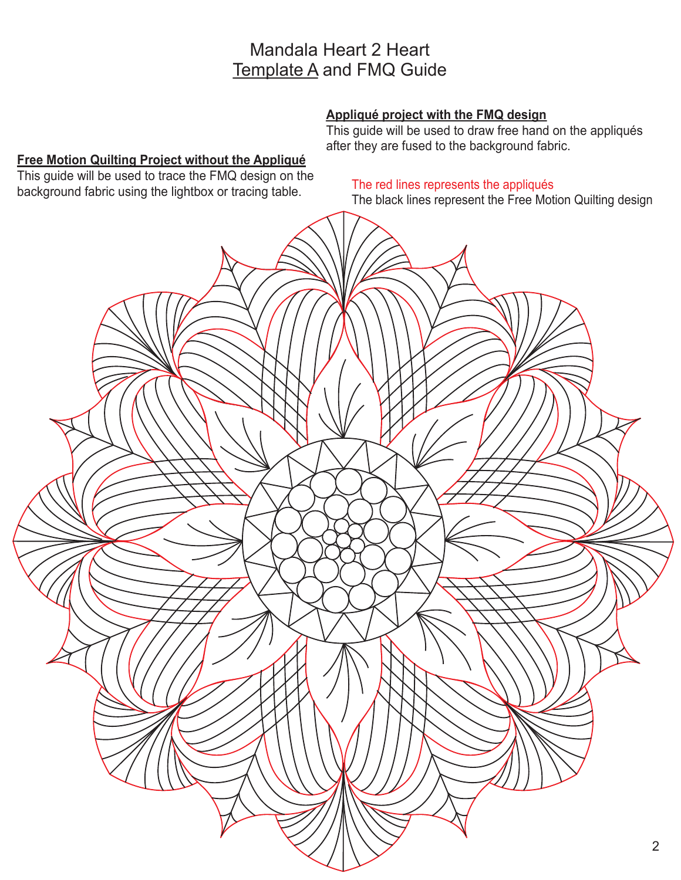# Mandala Heart 2 Heart
## Template A and FMQ Guide

**Appliqué project with the FMQ design**

This guide will be used to draw free hand on the appliqués after they are fused to the background fabric.

**Free Motion Quilting Project without the Appliqué**

This guide will be used to trace the FMQ design on the background fabric using the lightbox or tracing table.

The red lines represents the appliqués

The black lines represent the Free Motion Quilting design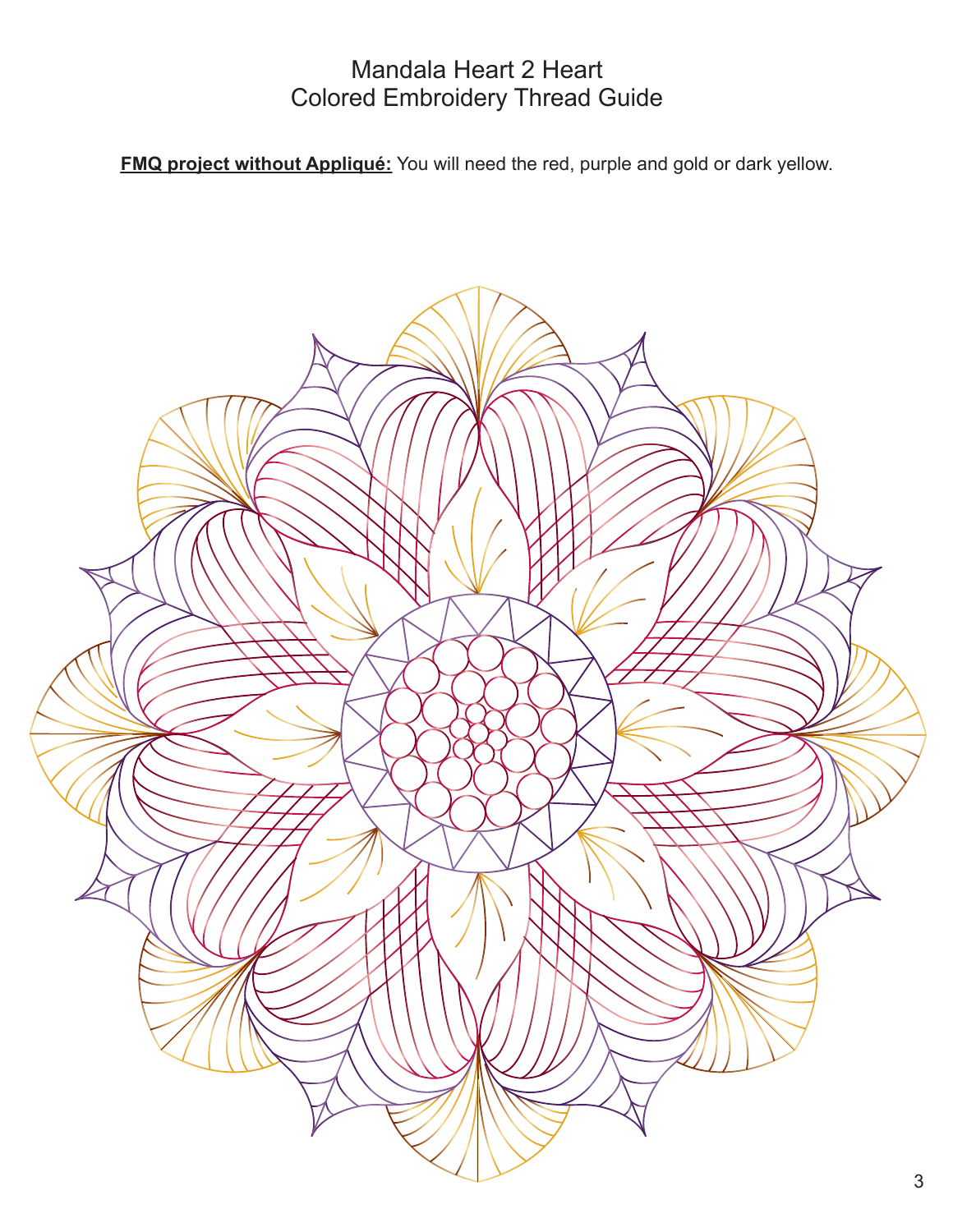# Mandala Heart 2 Heart
## Colored Embroidery Thread Guide

**FMQ project without Appliqué:** You will need the red, purple and gold or dark yellow.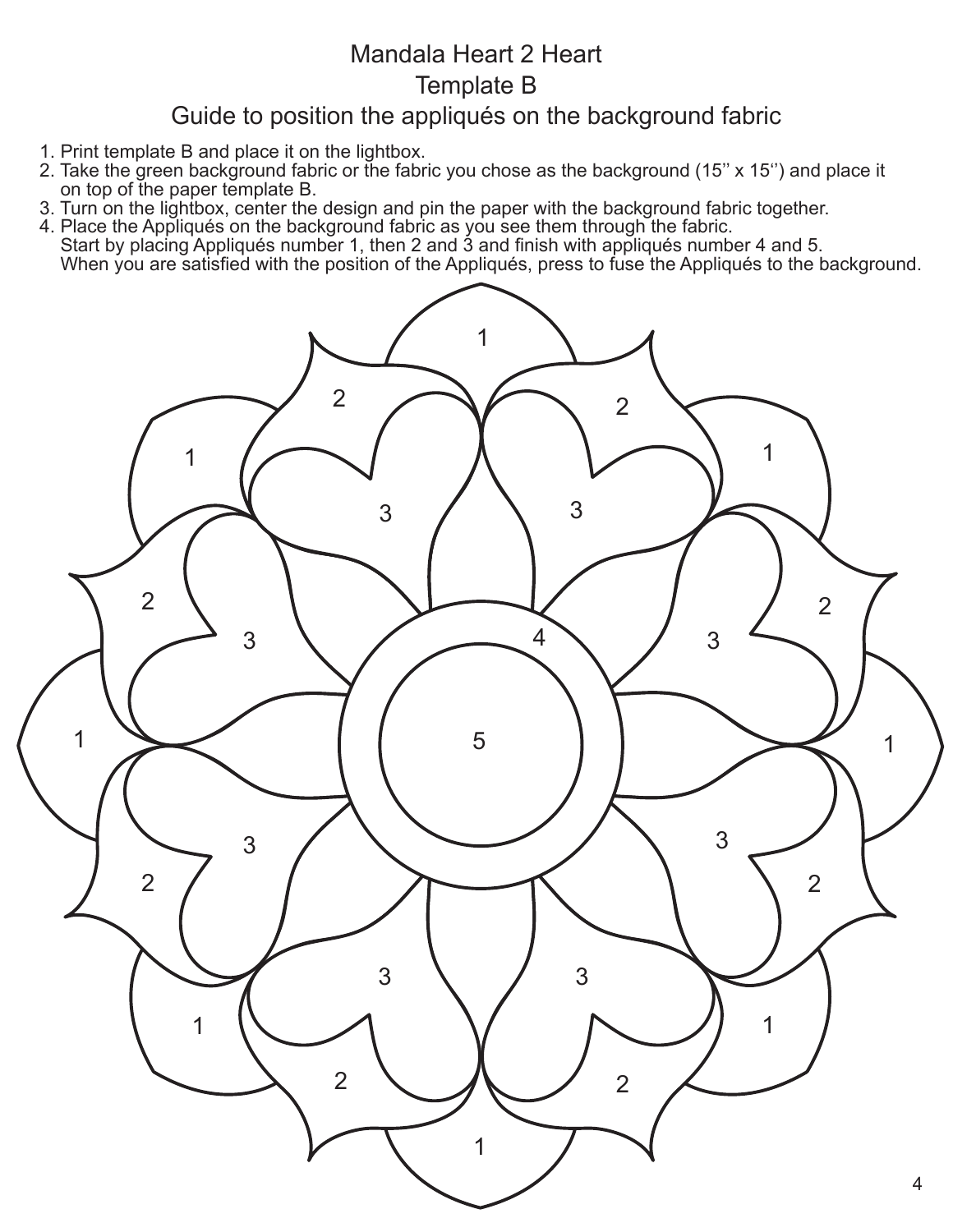# Mandala Heart 2 Heart

## Template B

## Guide to position the appliqués on the background fabric

1. Print template B and place it on the lightbox.
2. Take the green background fabric or the fabric you chose as the background (15'' x 15'') and place it on top of the paper template B.
3. Turn on the lightbox, center the design and pin the paper with the background fabric together.
4. Place the Appliqués on the background fabric as you see them through the fabric. Start by placing Appliqués number 1, then 2 and 3 and finish with appliqués number 4 and 5. When you are satisfied with the position of the Appliqués, press to fuse the Appliqués to the background.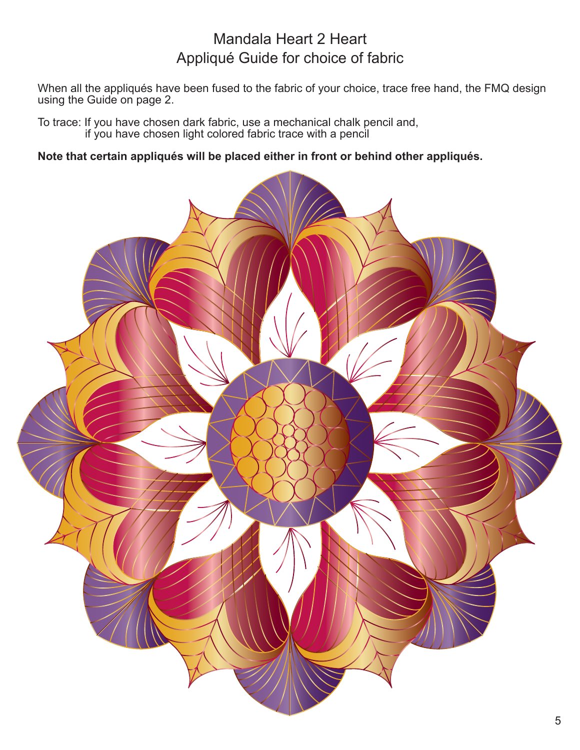# Mandala Heart 2 Heart
## Appliqué Guide for choice of fabric

When all the appliqués have been fused to the fabric of your choice, trace free hand, the FMQ design using the Guide on page 2.

To trace: If you have chosen dark fabric, use a mechanical chalk pencil and,
if you have chosen light colored fabric trace with a pencil

**Note that certain appliqués will be placed either in front or behind other appliqués.**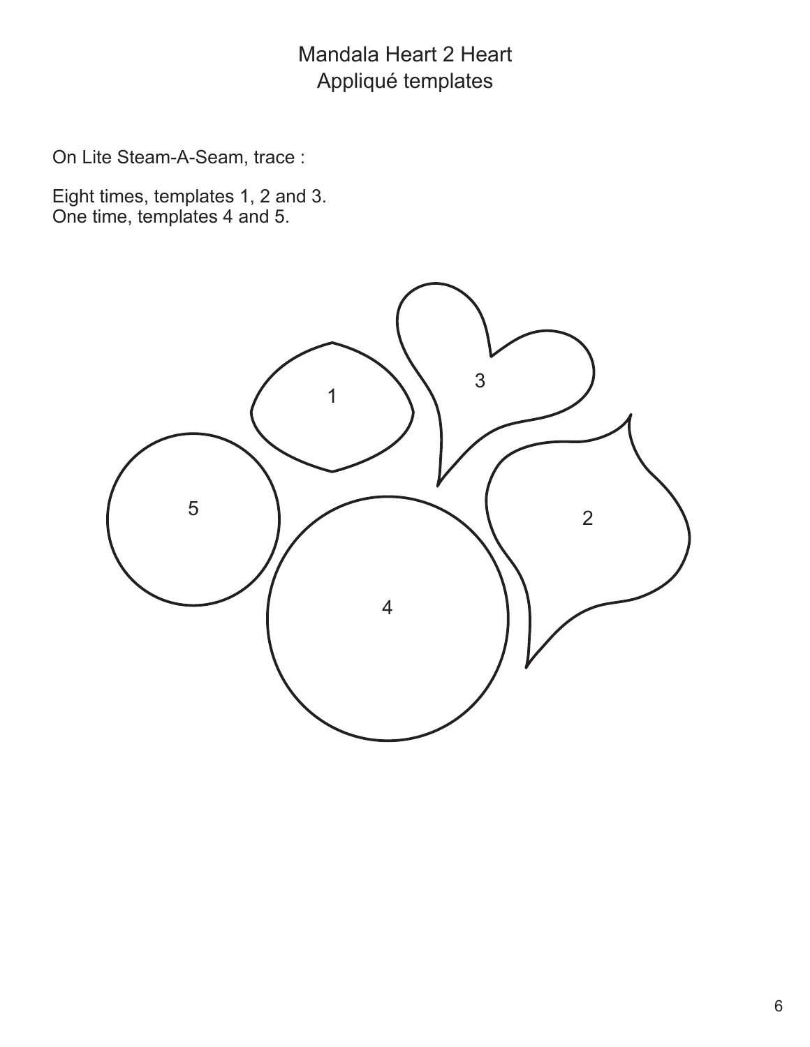# Mandala Heart 2 Heart
## Appliqué templates

On Lite Steam-A-Seam, trace :

Eight times, templates 1, 2 and 3.
One time, templates 4 and 5.

1

3

5

2

4